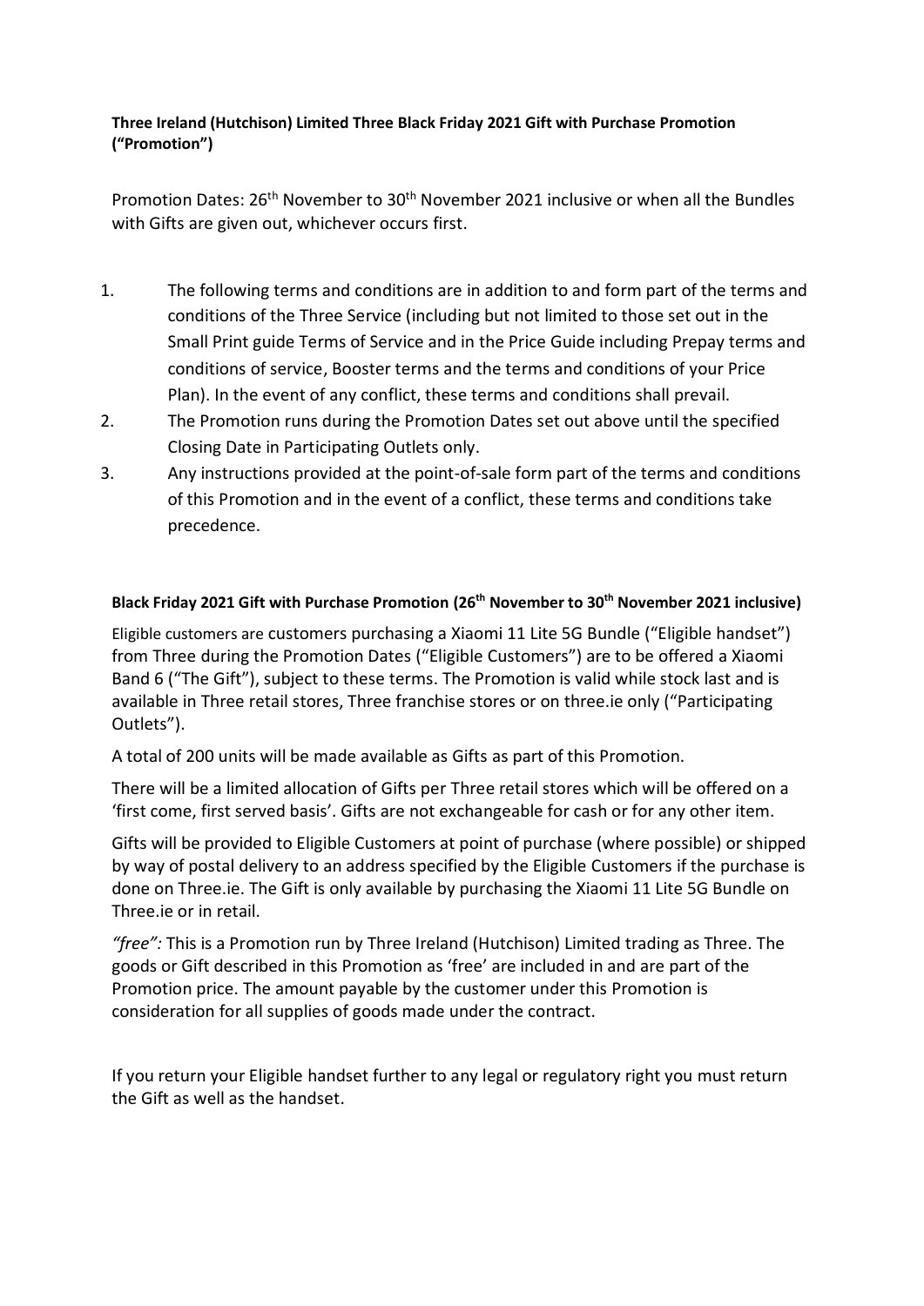**Three Ireland (Hutchison) Limited Three Black Friday 2021 Gift with Purchase Promotion ("Promotion")**

Promotion Dates: 26th November to 30th November 2021 inclusive or when all the Bundles with Gifts are given out, whichever occurs first.

1. The following terms and conditions are in addition to and form part of the terms and conditions of the Three Service (including but not limited to those set out in the Small Print guide Terms of Service and in the Price Guide including Prepay terms and conditions of service, Booster terms and the terms and conditions of your Price Plan). In the event of any conflict, these terms and conditions shall prevail.
2. The Promotion runs during the Promotion Dates set out above until the specified Closing Date in Participating Outlets only.
3. Any instructions provided at the point-of-sale form part of the terms and conditions of this Promotion and in the event of a conflict, these terms and conditions take precedence.

**Black Friday 2021 Gift with Purchase Promotion (26th November to 30th November 2021 inclusive)**

Eligible customers are customers purchasing a Xiaomi 11 Lite 5G Bundle ("Eligible handset") from Three during the Promotion Dates ("Eligible Customers") are to be offered a Xiaomi Band 6 ("The Gift"), subject to these terms. The Promotion is valid while stock last and is available in Three retail stores, Three franchise stores or on three.ie only ("Participating Outlets").

A total of 200 units will be made available as Gifts as part of this Promotion.

There will be a limited allocation of Gifts per Three retail stores which will be offered on a 'first come, first served basis'. Gifts are not exchangeable for cash or for any other item.

Gifts will be provided to Eligible Customers at point of purchase (where possible) or shipped by way of postal delivery to an address specified by the Eligible Customers if the purchase is done on Three.ie. The Gift is only available by purchasing the Xiaomi 11 Lite 5G Bundle on Three.ie or in retail.

*"free":* This is a Promotion run by Three Ireland (Hutchison) Limited trading as Three. The goods or Gift described in this Promotion as 'free' are included in and are part of the Promotion price. The amount payable by the customer under this Promotion is consideration for all supplies of goods made under the contract.

If you return your Eligible handset further to any legal or regulatory right you must return the Gift as well as the handset.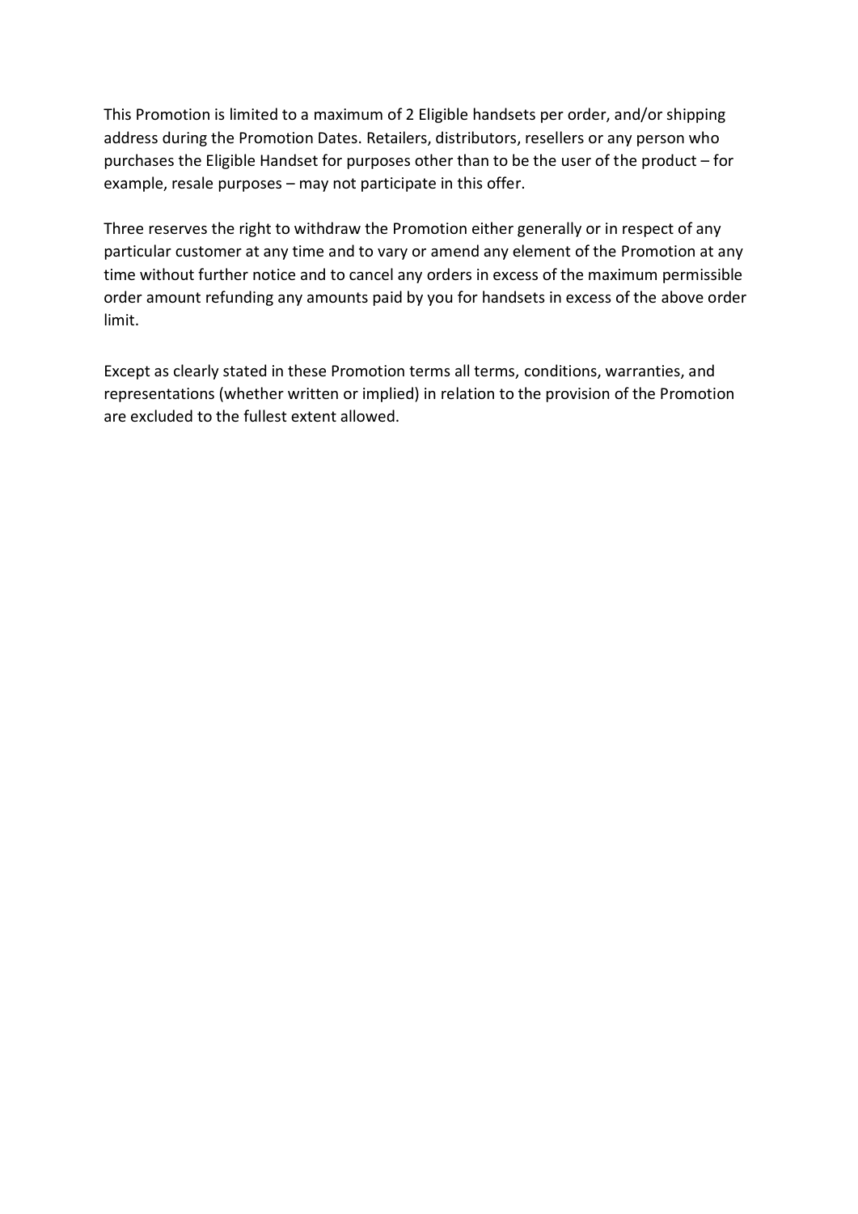This Promotion is limited to a maximum of 2 Eligible handsets per order, and/or shipping address during the Promotion Dates. Retailers, distributors, resellers or any person who purchases the Eligible Handset for purposes other than to be the user of the product – for example, resale purposes – may not participate in this offer.

Three reserves the right to withdraw the Promotion either generally or in respect of any particular customer at any time and to vary or amend any element of the Promotion at any time without further notice and to cancel any orders in excess of the maximum permissible order amount refunding any amounts paid by you for handsets in excess of the above order limit.

Except as clearly stated in these Promotion terms all terms, conditions, warranties, and representations (whether written or implied) in relation to the provision of the Promotion are excluded to the fullest extent allowed.